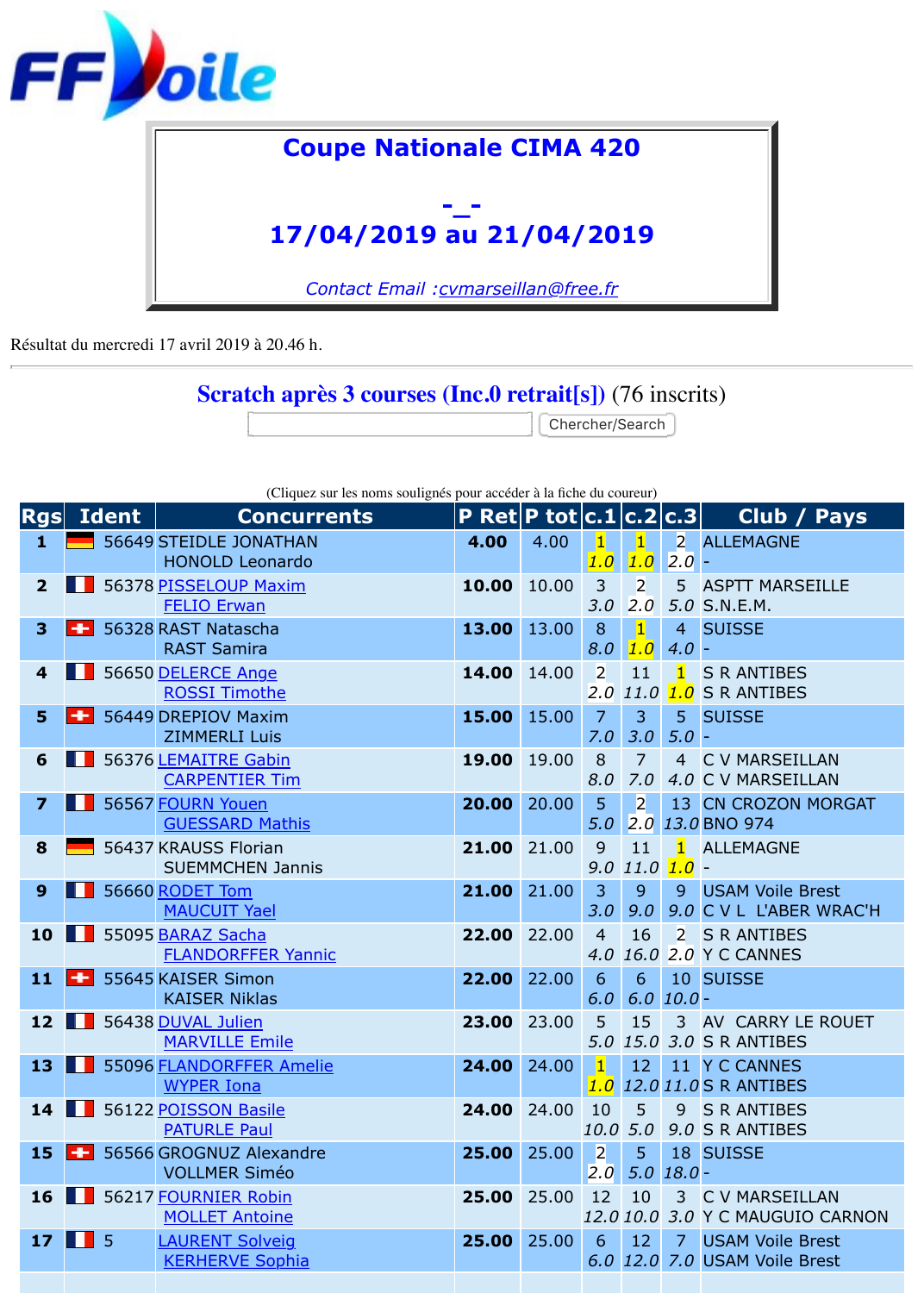FF Voile

# Coupe Nationale CIMA 420

## -_-
## 17/04/2019 au 21/04/2019

*Contact Email :cvmarseillan@free.fr*

Résultat du mercredi 17 avril 2019 à 20.46 h.

---

## Scratch après 3 courses (Inc.0 retrait[s]) (76 inscrits)

Chercher/Search

(Cliquez sur les noms soulignés pour accéder à la fiche du coureur)

| Rgs | Ident | Concurrents | P Ret | P tot | c.1 | c.2 | c.3 | Club / Pays |
|---|---|---|---|---|---|---|---|---|
| 1 | 56649 | STEIDLE JONATHAN<br>HONOLD Leonardo | **4.00** | 4.00 | 1<br>1.0 | 1<br>1.0 | 2<br>2.0 | ALLEMAGNE<br>- |
| 2 | 56378 | PISSELOUP Maxim<br>FELIO Erwan | **10.00** | 10.00 | 3<br>3.0 | 2<br>2.0 | 5<br>5.0 | ASPTT MARSEILLE<br>S.N.E.M. |
| 3 | 56328 | RAST Natascha<br>RAST Samira | **13.00** | 13.00 | 8<br>8.0 | 1<br>1.0 | 4<br>4.0 | SUISSE<br>- |
| 4 | 56650 | DELERCE Ange<br>ROSSI Timothe | **14.00** | 14.00 | 2<br>2.0 | 11<br>11.0 | 1<br>1.0 | S R ANTIBES<br>S R ANTIBES |
| 5 | 56449 | DREPIOV Maxim<br>ZIMMERLI Luis | **15.00** | 15.00 | 7<br>7.0 | 3<br>3.0 | 5<br>5.0 | SUISSE<br>- |
| 6 | 56376 | LEMAITRE Gabin<br>CARPENTIER Tim | **19.00** | 19.00 | 8<br>8.0 | 7<br>7.0 | 4<br>4.0 | C V MARSEILLAN<br>C V MARSEILLAN |
| 7 | 56567 | FOURN Youen<br>GUESSARD Mathis | **20.00** | 20.00 | 5<br>5.0 | 2<br>2.0 | 13<br>13.0 | CN CROZON MORGAT<br>BNO 974 |
| 8 | 56437 | KRAUSS Florian<br>SUEMMCHEN Jannis | **21.00** | 21.00 | 9<br>9.0 | 11<br>11.0 | 1<br>1.0 | ALLEMAGNE<br>- |
| 9 | 56660 | RODET Tom<br>MAUCUIT Yael | **21.00** | 21.00 | 3<br>3.0 | 9<br>9.0 | 9<br>9.0 | USAM Voile Brest<br>C V L L'ABER WRAC'H |
| 10 | 55095 | BARAZ Sacha<br>FLANDORFFER Yannic | **22.00** | 22.00 | 4<br>4.0 | 16<br>16.0 | 2<br>2.0 | S R ANTIBES<br>Y C CANNES |
| 11 | 55645 | KAISER Simon<br>KAISER Niklas | **22.00** | 22.00 | 6<br>6.0 | 6<br>6.0 | 10<br>10.0 | SUISSE<br>- |
| 12 | 56438 | DUVAL Julien<br>MARVILLE Emile | **23.00** | 23.00 | 5<br>5.0 | 15<br>15.0 | 3<br>3.0 | AV CARRY LE ROUET<br>S R ANTIBES |
| 13 | 55096 | FLANDORFFER Amelie<br>WYPER Iona | **24.00** | 24.00 | 1<br>1.0 | 12<br>12.0 | 11<br>11.0 | Y C CANNES<br>S R ANTIBES |
| 14 | 56122 | POISSON Basile<br>PATURLE Paul | **24.00** | 24.00 | 10<br>10.0 | 5<br>5.0 | 9<br>9.0 | S R ANTIBES<br>S R ANTIBES |
| 15 | 56566 | GROGNUZ Alexandre<br>VOLLMER Siméo | **25.00** | 25.00 | 2<br>2.0 | 5<br>5.0 | 18<br>18.0 | SUISSE<br>- |
| 16 | 56217 | FOURNIER Robin<br>MOLLET Antoine | **25.00** | 25.00 | 12<br>12.0 | 10<br>10.0 | 3<br>3.0 | C V MARSEILLAN<br>Y C MAUGUIO CARNON |
| 17 | 5 | LAURENT Solveig<br>KERHERVE Sophia | **25.00** | 25.00 | 6<br>6.0 | 12<br>12.0 | 7<br>7.0 | USAM Voile Brest<br>USAM Voile Brest |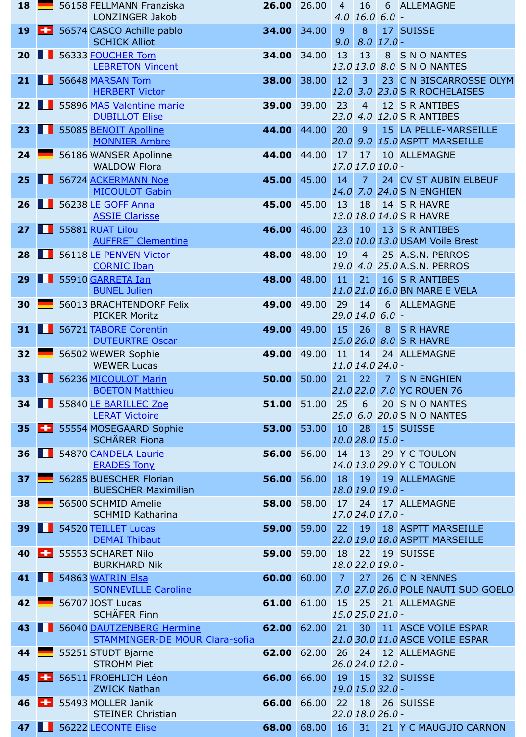| 18 | | 56158 | FELLMANN Franziska<br>LONZINGER Jakob | **26.00** | 26.00 | 4<br>4.0 | 16<br>16.0 | 6<br>6.0 | ALLEMAGNE<br>- |
|---|---|---|---|---|---|---|---|---|---|
| 19 | | 56574 | CASCO Achille pablo<br>SCHICK Alliot | **34.00** | 34.00 | 9<br>9.0 | 8<br>8.0 | 17<br>17.0 | SUISSE<br>- |
| 20 | | 56333 | FOUCHER Tom<br>LEBRETON Vincent | **34.00** | 34.00 | 13<br>13.0 | 13<br>13.0 | 8<br>8.0 | S N O NANTES<br>S N O NANTES |
| 21 | | 56648 | MARSAN Tom<br>HERBERT Victor | **38.00** | 38.00 | 12<br>12.0 | 3<br>3.0 | 23<br>23.0 | C N BISCARROSSE OLYM<br>S R ROCHELAISES |
| 22 | | 55896 | MAS Valentine marie<br>DUBILLOT Elise | **39.00** | 39.00 | 23<br>23.0 | 4<br>4.0 | 12<br>12.0 | S R ANTIBES<br>S R ANTIBES |
| 23 | | 55085 | BENOIT Apolline<br>MONNIER Ambre | **44.00** | 44.00 | 20<br>20.0 | 9<br>9.0 | 15<br>15.0 | LA PELLE-MARSEILLE<br>ASPTT MARSEILLE |
| 24 | | 56186 | WANSER Apolinne<br>WALDOW Flora | **44.00** | 44.00 | 17<br>17.0 | 17<br>17.0 | 10<br>10.0 | ALLEMAGNE<br>- |
| 25 | | 56724 | ACKERMANN Noe<br>MICOULOT Gabin | **45.00** | 45.00 | 14<br>14.0 | 7<br>7.0 | 24<br>24.0 | CV ST AUBIN ELBEUF<br>S N ENGHIEN |
| 26 | | 56238 | LE GOFF Anna<br>ASSIE Clarisse | **45.00** | 45.00 | 13<br>13.0 | 18<br>18.0 | 14<br>14.0 | S R HAVRE<br>S R HAVRE |
| 27 | | 55881 | RUAT Lilou<br>AUFFRET Clementine | **46.00** | 46.00 | 23<br>23.0 | 10<br>10.0 | 13<br>13.0 | S R ANTIBES<br>USAM Voile Brest |
| 28 | | 56118 | LE PENVEN Victor<br>CORNIC Iban | **48.00** | 48.00 | 19<br>19.0 | 4<br>4.0 | 25<br>25.0 | A.S.N. PERROS<br>A.S.N. PERROS |
| 29 | | 55910 | GARRETA Ian<br>BUNEL Julien | **48.00** | 48.00 | 11<br>11.0 | 21<br>21.0 | 16<br>16.0 | S R ANTIBES<br>BN MARE E VELA |
| 30 | | 56013 | BRACHTENDORF Felix<br>PICKER Moritz | **49.00** | 49.00 | 29<br>29.0 | 14<br>14.0 | 6<br>6.0 | ALLEMAGNE<br>- |
| 31 | | 56721 | TABORE Corentin<br>DUTEURTRE Oscar | **49.00** | 49.00 | 15<br>15.0 | 26<br>26.0 | 8<br>8.0 | S R HAVRE<br>S R HAVRE |
| 32 | | 56502 | WEWER Sophie<br>WEWER Lucas | **49.00** | 49.00 | 11<br>11.0 | 14<br>14.0 | 24<br>24.0 | ALLEMAGNE<br>- |
| 33 | | 56236 | MICOULOT Marin<br>BOETON Matthieu | **50.00** | 50.00 | 21<br>21.0 | 22<br>22.0 | 7<br>7.0 | S N ENGHIEN<br>YC ROUEN 76 |
| 34 | | 55840 | LE BARILLEC Zoe<br>LERAT Victoire | **51.00** | 51.00 | 25<br>25.0 | 6<br>6.0 | 20<br>20.0 | S N O NANTES<br>S N O NANTES |
| 35 | | 55554 | MOSEGAARD Sophie<br>SCHÄRER Fiona | **53.00** | 53.00 | 10<br>10.0 | 28<br>28.0 | 15<br>15.0 | SUISSE<br>- |
| 36 | | 54870 | CANDELA Laurie<br>ERADES Tony | **56.00** | 56.00 | 14<br>14.0 | 13<br>13.0 | 29<br>29.0 | Y C TOULON<br>Y C TOULON |
| 37 | | 56285 | BUESCHER Florian<br>BUESCHER Maximilian | **56.00** | 56.00 | 18<br>18.0 | 19<br>19.0 | 19<br>19.0 | ALLEMAGNE<br>- |
| 38 | | 56500 | SCHMID Amelie<br>SCHMID Katharina | **58.00** | 58.00 | 17<br>17.0 | 24<br>24.0 | 17<br>17.0 | ALLEMAGNE<br>- |
| 39 | | 54520 | TEILLET Lucas<br>DEMAI Thibaut | **59.00** | 59.00 | 22<br>22.0 | 19<br>19.0 | 18<br>18.0 | ASPTT MARSEILLE<br>ASPTT MARSEILLE |
| 40 | | 55553 | SCHARET Nilo<br>BURKHARD Nik | **59.00** | 59.00 | 18<br>18.0 | 22<br>22.0 | 19<br>19.0 | SUISSE<br>- |
| 41 | | 54863 | WATRIN Elsa<br>SONNEVILLE Caroline | **60.00** | 60.00 | 7<br>7.0 | 27<br>27.0 | 26<br>26.0 | C N RENNES<br>POLE NAUTI SUD GOELO |
| 42 | | 56707 | JOST Lucas<br>SCHÄFER Finn | **61.00** | 61.00 | 15<br>15.0 | 25<br>25.0 | 21<br>21.0 | ALLEMAGNE<br>- |
| 43 | | 56040 | DAUTZENBERG Hermine<br>STAMMINGER-DE MOUR Clara-sofia | **62.00** | 62.00 | 21<br>21.0 | 30<br>30.0 | 11<br>11.0 | ASCE VOILE ESPAR<br>ASCE VOILE ESPAR |
| 44 | | 55251 | STUDT Bjarne<br>STROHM Piet | **62.00** | 62.00 | 26<br>26.0 | 24<br>24.0 | 12<br>12.0 | ALLEMAGNE<br>- |
| 45 | | 56511 | FROEHLICH Léon<br>ZWICK Nathan | **66.00** | 66.00 | 19<br>19.0 | 15<br>15.0 | 32<br>32.0 | SUISSE<br>- |
| 46 | | 55493 | MOLLER Janik<br>STEINER Christian | **66.00** | 66.00 | 22<br>22.0 | 18<br>18.0 | 26<br>26.0 | SUISSE<br>- |
| 47 | | 56222 | LECONTE Elise | **68.00** | 68.00 | 16 | 31 | 21 | Y C MAUGUIO CARNON |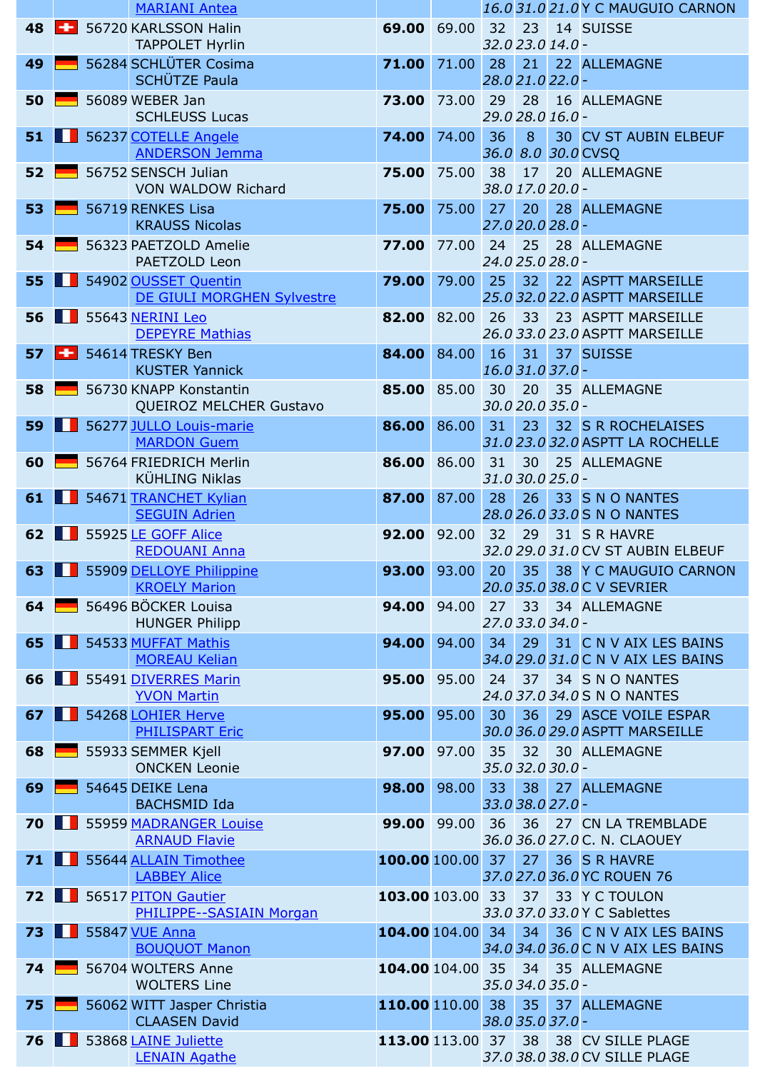| | | | | | | | | | |
|---|---|---|---|---|---|---|---|---|---|
| | | | MARIANI Antea | | | *16.0* | *31.0* | *21.0* | Y C MAUGUIO CARNON |
| **48** | | 56720 | KARLSSON Halin<br>TAPPOLET Hyrlin | **69.00** | 69.00 | 32<br>*32.0* | 23<br>*23.0* | 14<br>*14.0* | SUISSE<br>- |
| **49** | | 56284 | SCHLÜTER Cosima<br>SCHÜTZE Paula | **71.00** | 71.00 | 28<br>*28.0* | 21<br>*21.0* | 22<br>*22.0* | ALLEMAGNE<br>- |
| **50** | | 56089 | WEBER Jan<br>SCHLEUSS Lucas | **73.00** | 73.00 | 29<br>*29.0* | 28<br>*28.0* | 16<br>*16.0* | ALLEMAGNE<br>- |
| **51** | | 56237 | COTELLE Angele<br>ANDERSON Jemma | **74.00** | 74.00 | 36<br>*36.0* | 8<br>*8.0* | 30<br>*30.0* | CV ST AUBIN ELBEUF<br>CVSQ |
| **52** | | 56752 | SENSCH Julian<br>VON WALDOW Richard | **75.00** | 75.00 | 38<br>*38.0* | 17<br>*17.0* | 20<br>*20.0* | ALLEMAGNE<br>- |
| **53** | | 56719 | RENKES Lisa<br>KRAUSS Nicolas | **75.00** | 75.00 | 27<br>*27.0* | 20<br>*20.0* | 28<br>*28.0* | ALLEMAGNE<br>- |
| **54** | | 56323 | PAETZOLD Amelie<br>PAETZOLD Leon | **77.00** | 77.00 | 24<br>*24.0* | 25<br>*25.0* | 28<br>*28.0* | ALLEMAGNE<br>- |
| **55** | | 54902 | OUSSET Quentin<br>DE GIULI MORGHEN Sylvestre | **79.00** | 79.00 | 25<br>*25.0* | 32<br>*32.0* | 22<br>*22.0* | ASPTT MARSEILLE<br>ASPTT MARSEILLE |
| **56** | | 55643 | NERINI Leo<br>DEPEYRE Mathias | **82.00** | 82.00 | 26<br>*26.0* | 33<br>*33.0* | 23<br>*23.0* | ASPTT MARSEILLE<br>ASPTT MARSEILLE |
| **57** | | 54614 | TRESKY Ben<br>KUSTER Yannick | **84.00** | 84.00 | 16<br>*16.0* | 31<br>*31.0* | 37<br>*37.0* | SUISSE<br>- |
| **58** | | 56730 | KNAPP Konstantin<br>QUEIROZ MELCHER Gustavo | **85.00** | 85.00 | 30<br>*30.0* | 20<br>*20.0* | 35<br>*35.0* | ALLEMAGNE<br>- |
| **59** | | 56277 | JULLO Louis-marie<br>MARDON Guem | **86.00** | 86.00 | 31<br>*31.0* | 23<br>*23.0* | 32<br>*32.0* | S R ROCHELAISES<br>ASPTT LA ROCHELLE |
| **60** | | 56764 | FRIEDRICH Merlin<br>KÜHLING Niklas | **86.00** | 86.00 | 31<br>*31.0* | 30<br>*30.0* | 25<br>*25.0* | ALLEMAGNE<br>- |
| **61** | | 54671 | TRANCHET Kylian<br>SEGUIN Adrien | **87.00** | 87.00 | 28<br>*28.0* | 26<br>*26.0* | 33<br>*33.0* | S N O NANTES<br>S N O NANTES |
| **62** | | 55925 | LE GOFF Alice<br>REDOUANI Anna | **92.00** | 92.00 | 32<br>*32.0* | 29<br>*29.0* | 31<br>*31.0* | S R HAVRE<br>CV ST AUBIN ELBEUF |
| **63** | | 55909 | DELLOYE Philippine<br>KROELY Marion | **93.00** | 93.00 | 20<br>*20.0* | 35<br>*35.0* | 38<br>*38.0* | Y C MAUGUIO CARNON<br>C V SEVRIER |
| **64** | | 56496 | BÖCKER Louisa<br>HUNGER Philipp | **94.00** | 94.00 | 27<br>*27.0* | 33<br>*33.0* | 34<br>*34.0* | ALLEMAGNE<br>- |
| **65** | | 54533 | MUFFAT Mathis<br>MOREAU Kelian | **94.00** | 94.00 | 34<br>*34.0* | 29<br>*29.0* | 31<br>*31.0* | C N V AIX LES BAINS<br>C N V AIX LES BAINS |
| **66** | | 55491 | DIVERRES Marin<br>YVON Martin | **95.00** | 95.00 | 24<br>*24.0* | 37<br>*37.0* | 34<br>*34.0* | S N O NANTES<br>S N O NANTES |
| **67** | | 54268 | LOHIER Herve<br>PHILISPART Eric | **95.00** | 95.00 | 30<br>*30.0* | 36<br>*36.0* | 29<br>*29.0* | ASCE VOILE ESPAR<br>ASPTT MARSEILLE |
| **68** | | 55933 | SEMMER Kjell<br>ONCKEN Leonie | **97.00** | 97.00 | 35<br>*35.0* | 32<br>*32.0* | 30<br>*30.0* | ALLEMAGNE<br>- |
| **69** | | 54645 | DEIKE Lena<br>BACHSMID Ida | **98.00** | 98.00 | 33<br>*33.0* | 38<br>*38.0* | 27<br>*27.0* | ALLEMAGNE<br>- |
| **70** | | 55959 | MADRANGER Louise<br>ARNAUD Flavie | **99.00** | 99.00 | 36<br>*36.0* | 36<br>*36.0* | 27<br>*27.0* | CN LA TREMBLADE<br>C. N. CLAOUEY |
| **71** | | 55644 | ALLAIN Timothee<br>LABBEY Alice | **100.00** | 100.00 | 37<br>*37.0* | 27<br>*27.0* | 36<br>*36.0* | S R HAVRE<br>YC ROUEN 76 |
| **72** | | 56517 | PITON Gautier<br>PHILIPPE--SASAIAIN Morgan | **103.00** | 103.00 | 33<br>*33.0* | 37<br>*37.0* | 33<br>*33.0* | Y C TOULON<br>Y C Sablettes |
| **73** | | 55847 | VUE Anna<br>BOUQUOT Manon | **104.00** | 104.00 | 34<br>*34.0* | 34<br>*34.0* | 36<br>*36.0* | C N V AIX LES BAINS<br>C N V AIX LES BAINS |
| **74** | | 56704 | WOLTERS Anne<br>WOLTERS Line | **104.00** | 104.00 | 35<br>*35.0* | 34<br>*34.0* | 35<br>*35.0* | ALLEMAGNE<br>- |
| **75** | | 56062 | WITT Jasper Christia<br>CLAASEN David | **110.00** | 110.00 | 38<br>*38.0* | 35<br>*35.0* | 37<br>*37.0* | ALLEMAGNE<br>- |
| **76** | | 53868 | LAINE Juliette<br>LENAIN Agathe | **113.00** | 113.00 | 37<br>*37.0* | 38<br>*38.0* | 38<br>*38.0* | CV SILLE PLAGE<br>CV SILLE PLAGE |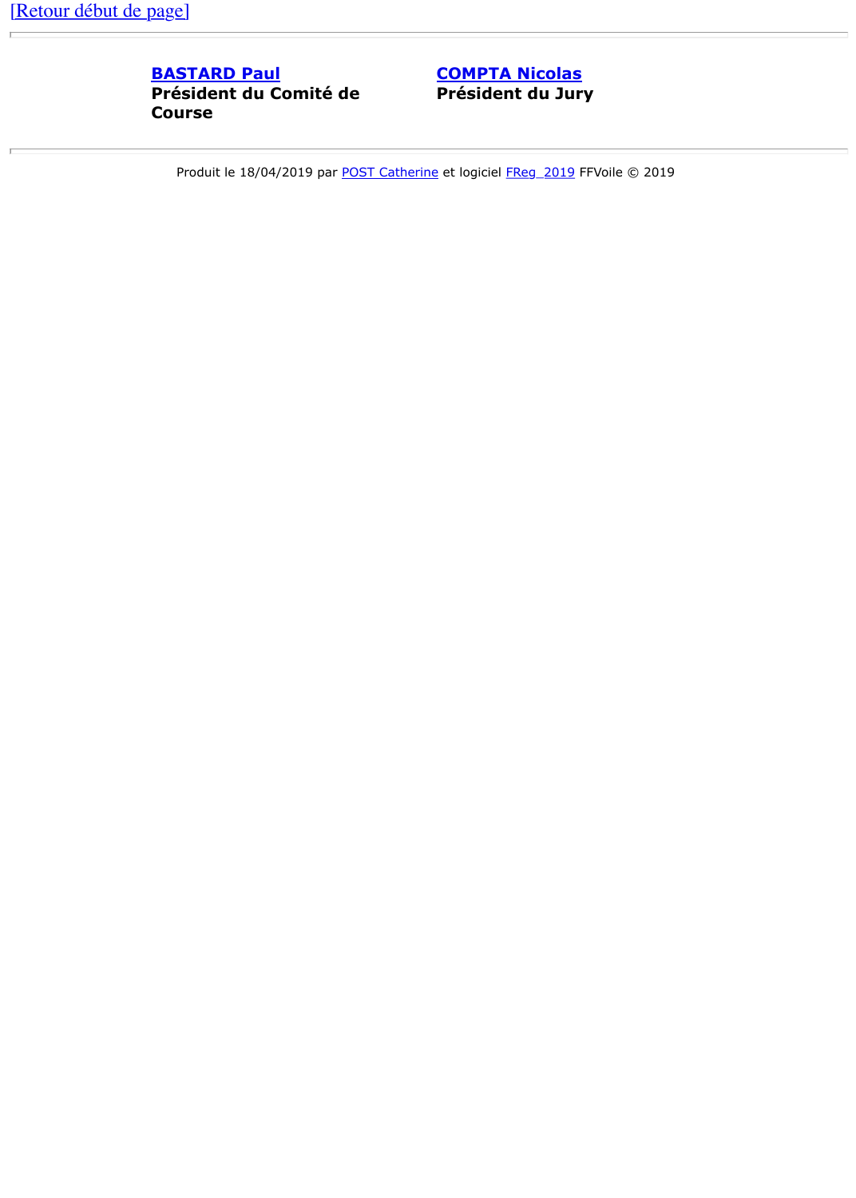[Retour début de page]

---

| **BASTARD Paul** | **COMPTA Nicolas** |
| --- | --- |
| **Président du Comité de Course** | **Président du Jury** |

---

Produit le 18/04/2019 par POST Catherine et logiciel FReg_2019 FFVoile © 2019